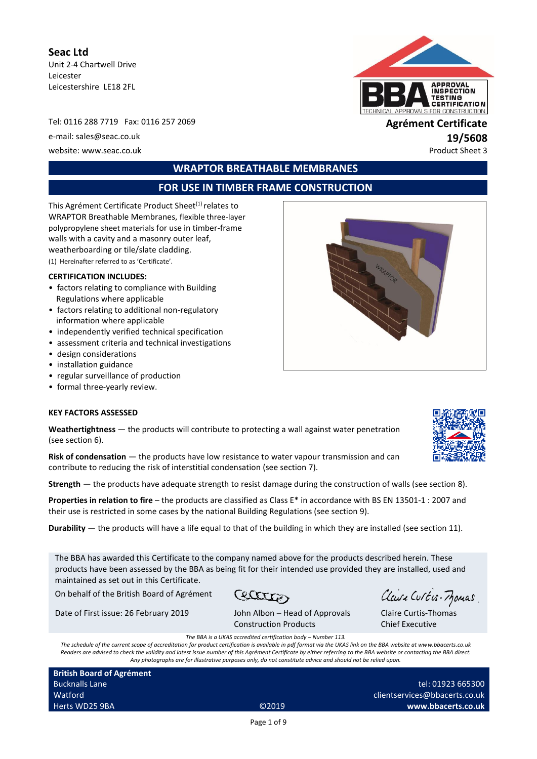**Seac Ltd**
Unit 2-4 Chartwell Drive
Leicester
Leicestershire LE18 2FL

Tel: 0116 288 7719 Fax: 0116 257 2069
e-mail: sales@seac.co.uk
website: www.seac.co.uk

**Agrément Certificate**
**19/5608**
Product Sheet 3

# WRAPTOR BREATHABLE MEMBRANES

## FOR USE IN TIMBER FRAME CONSTRUCTION

This Agrément Certificate Product Sheet[1] relates to WRAPTOR Breathable Membranes, flexible three-layer polypropylene sheet materials for use in timber-frame walls with a cavity and a masonry outer leaf, weatherboarding or tile/slate cladding.

(1) Hereinafter referred to as 'Certificate'.

**CERTIFICATION INCLUDES:**

- factors relating to compliance with Building Regulations where applicable
- factors relating to additional non-regulatory information where applicable
- independently verified technical specification
- assessment criteria and technical investigations
- design considerations
- installation guidance
- regular surveillance of production
- formal three-yearly review.

**KEY FACTORS ASSESSED**

**Weathertightness** — the products will contribute to protecting a wall against water penetration (see section 6).

**Risk of condensation** — the products have low resistance to water vapour transmission and can contribute to reducing the risk of interstitial condensation (see section 7).

**Strength** — the products have adequate strength to resist damage during the construction of walls (see section 8).

**Properties in relation to fire** – the products are classified as Class E* in accordance with BS EN 13501-1 : 2007 and their use is restricted in some cases by the national Building Regulations (see section 9).

**Durability** — the products will have a life equal to that of the building in which they are installed (see section 11).

The BBA has awarded this Certificate to the company named above for the products described herein. These products have been assessed by the BBA as being fit for their intended use provided they are installed, used and maintained as set out in this Certificate.

On behalf of the British Board of Agrément

Date of First issue: 26 February 2019

John Albon – Head of Approvals
Construction Products

Claire Curtis-Thomas
Chief Executive

*The BBA is a UKAS accredited certification body – Number 113.*
*The schedule of the current scope of accreditation for product certification is available in pdf format via the UKAS link on the BBA website at www.bbacerts.co.uk*
*Readers are advised to check the validity and latest issue number of this Agrément Certificate by either referring to the BBA website or contacting the BBA direct.*
*Any photographs are for illustrative purposes only, do not constitute advice and should not be relied upon.*

**British Board of Agrément**
Bucknalls Lane
Watford
Herts WD25 9BA

©2019

tel: 01923 665300
clientservices@bbacerts.co.uk
**www.bbacerts.co.uk**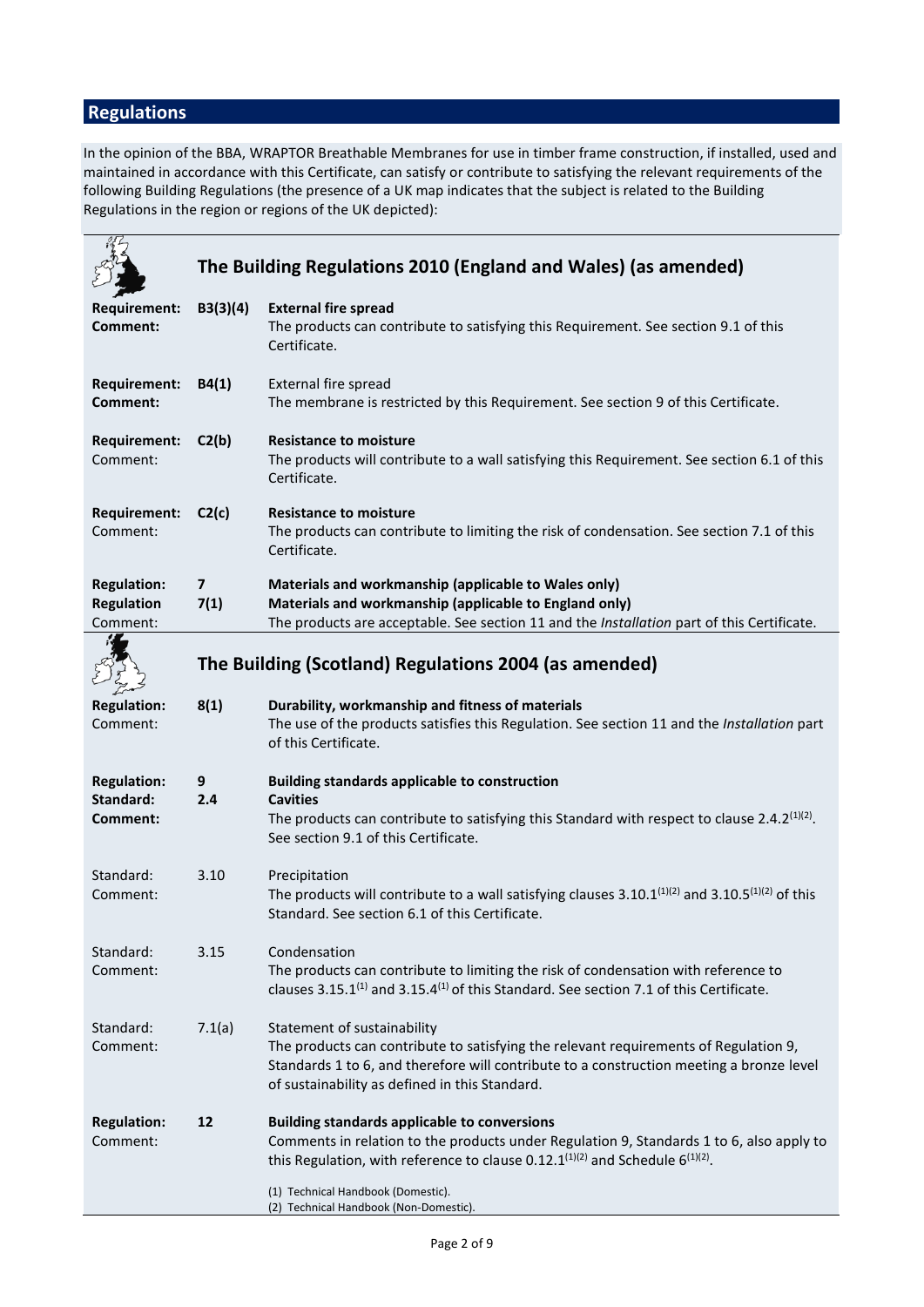## Regulations

In the opinion of the BBA, WRAPTOR Breathable Membranes for use in timber frame construction, if installed, used and maintained in accordance with this Certificate, can satisfy or contribute to satisfying the relevant requirements of the following Building Regulations (the presence of a UK map indicates that the subject is related to the Building Regulations in the region or regions of the UK depicted):

### The Building Regulations 2010 (England and Wales) (as amended)

**Requirement:** **B3(3)(4)** **External fire spread**
**Comment:** The products can contribute to satisfying this Requirement. See section 9.1 of this Certificate.

**Requirement:** **B4(1)** External fire spread
**Comment:** The membrane is restricted by this Requirement. See section 9 of this Certificate.

**Requirement:** **C2(b)** **Resistance to moisture**
Comment: The products will contribute to a wall satisfying this Requirement. See section 6.1 of this Certificate.

**Requirement:** **C2(c)** **Resistance to moisture**
Comment: The products can contribute to limiting the risk of condensation. See section 7.1 of this Certificate.

**Regulation:** **7** **Materials and workmanship (applicable to Wales only)**
**Regulation** **7(1)** **Materials and workmanship (applicable to England only)**
Comment: The products are acceptable. See section 11 and the *Installation* part of this Certificate.

### The Building (Scotland) Regulations 2004 (as amended)

**Regulation:** **8(1)** **Durability, workmanship and fitness of materials**
Comment: The use of the products satisfies this Regulation. See section 11 and the *Installation* part of this Certificate.

**Regulation:** **9** **Building standards applicable to construction**
**Standard:** **2.4** **Cavities**
**Comment:** The products can contribute to satisfying this Standard with respect to clause 2.4.2(1)(2). See section 9.1 of this Certificate.

Standard: 3.10 Precipitation
Comment: The products will contribute to a wall satisfying clauses 3.10.1(1)(2) and 3.10.5(1)(2) of this Standard. See section 6.1 of this Certificate.

Standard: 3.15 Condensation
Comment: The products can contribute to limiting the risk of condensation with reference to clauses 3.15.1(1) and 3.15.4(1) of this Standard. See section 7.1 of this Certificate.

Standard: 7.1(a) Statement of sustainability
Comment: The products can contribute to satisfying the relevant requirements of Regulation 9, Standards 1 to 6, and therefore will contribute to a construction meeting a bronze level of sustainability as defined in this Standard.

**Regulation:** **12** **Building standards applicable to conversions**
Comment: Comments in relation to the products under Regulation 9, Standards 1 to 6, also apply to this Regulation, with reference to clause 0.12.1(1)(2) and Schedule 6(1)(2).

(1) Technical Handbook (Domestic).
(2) Technical Handbook (Non-Domestic).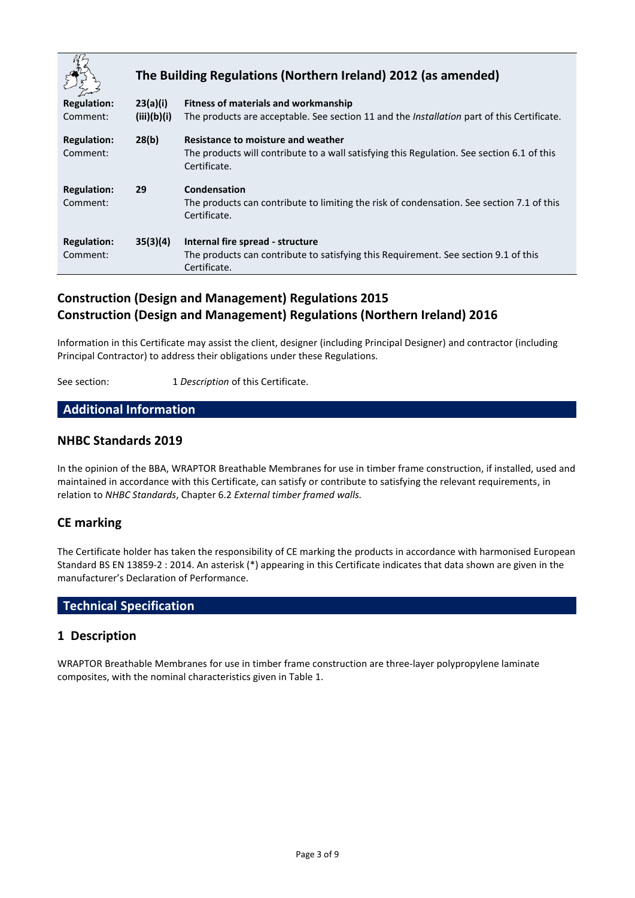## The Building Regulations (Northern Ireland) 2012 (as amended)

| | | |
|---|---|---|
| **Regulation:** | **23(a)(i)** | **Fitness of materials and workmanship** |
| Comment: | **(iii)(b)(i)** | The products are acceptable. See section 11 and the *Installation* part of this Certificate. |
| **Regulation:** | **28(b)** | **Resistance to moisture and weather** |
| Comment: | | The products will contribute to a wall satisfying this Regulation. See section 6.1 of this Certificate. |
| **Regulation:** | **29** | **Condensation** |
| Comment: | | The products can contribute to limiting the risk of condensation. See section 7.1 of this Certificate. |
| **Regulation:** | **35(3)(4)** | **Internal fire spread - structure** |
| Comment: | | The products can contribute to satisfying this Requirement. See section 9.1 of this Certificate. |

## Construction (Design and Management) Regulations 2015
## Construction (Design and Management) Regulations (Northern Ireland) 2016

Information in this Certificate may assist the client, designer (including Principal Designer) and contractor (including Principal Contractor) to address their obligations under these Regulations.

See section: 1 *Description* of this Certificate.

## Additional Information

### NHBC Standards 2019

In the opinion of the BBA, WRAPTOR Breathable Membranes for use in timber frame construction, if installed, used and maintained in accordance with this Certificate, can satisfy or contribute to satisfying the relevant requirements, in relation to *NHBC Standards*, Chapter 6.2 *External timber framed walls.*

### CE marking

The Certificate holder has taken the responsibility of CE marking the products in accordance with harmonised European Standard BS EN 13859-2 : 2014. An asterisk (*) appearing in this Certificate indicates that data shown are given in the manufacturer's Declaration of Performance.

## Technical Specification

### 1 Description

WRAPTOR Breathable Membranes for use in timber frame construction are three-layer polypropylene laminate composites, with the nominal characteristics given in Table 1.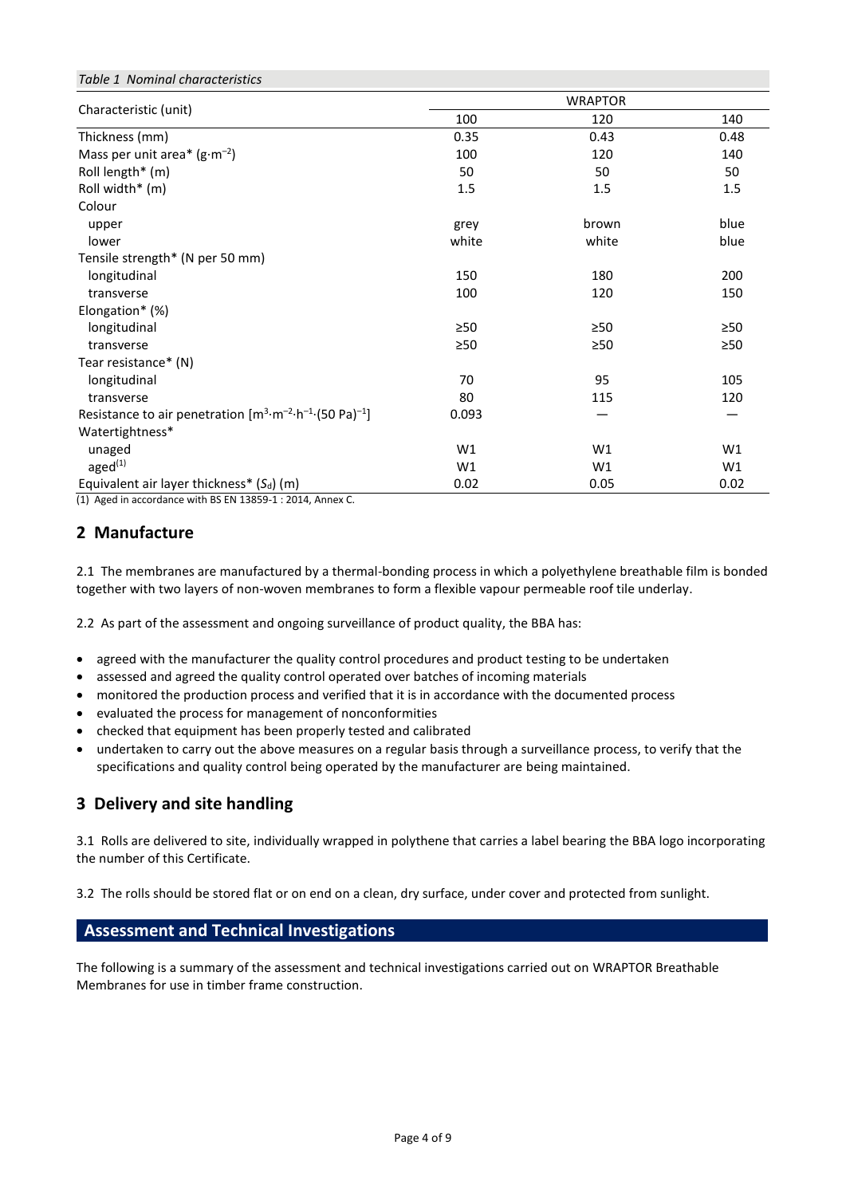*Table 1 Nominal characteristics*

| Characteristic (unit) | WRAPTOR | | |
|---|---|---|---|
| | 100 | 120 | 140 |
| Thickness (mm) | 0.35 | 0.43 | 0.48 |
| Mass per unit area* ($g{\cdot}m^{-2}$) | 100 | 120 | 140 |
| Roll length* (m) | 50 | 50 | 50 |
| Roll width* (m) | 1.5 | 1.5 | 1.5 |
| Colour | | | |
| upper | grey | brown | blue |
| lower | white | white | blue |
| Tensile strength* (N per 50 mm) | | | |
| longitudinal | 150 | 180 | 200 |
| transverse | 100 | 120 | 150 |
| Elongation* (%) | | | |
| longitudinal | ≥50 | ≥50 | ≥50 |
| transverse | ≥50 | ≥50 | ≥50 |
| Tear resistance* (N) | | | |
| longitudinal | 70 | 95 | 105 |
| transverse | 80 | 115 | 120 |
| Resistance to air penetration [$m^3{\cdot}m^{-2}{\cdot}h^{-1}{\cdot}(50\ Pa)^{-1}$] | 0.093 | — | — |
| Watertightness* | | | |
| unaged | W1 | W1 | W1 |
| aged(1) | W1 | W1 | W1 |
| Equivalent air layer thickness* ($S_d$) (m) | 0.02 | 0.05 | 0.02 |

(1) Aged in accordance with BS EN 13859-1 : 2014, Annex C.

## 2 Manufacture

2.1 The membranes are manufactured by a thermal-bonding process in which a polyethylene breathable film is bonded together with two layers of non-woven membranes to form a flexible vapour permeable roof tile underlay.

2.2 As part of the assessment and ongoing surveillance of product quality, the BBA has:

- agreed with the manufacturer the quality control procedures and product testing to be undertaken
- assessed and agreed the quality control operated over batches of incoming materials
- monitored the production process and verified that it is in accordance with the documented process
- evaluated the process for management of nonconformities
- checked that equipment has been properly tested and calibrated
- undertaken to carry out the above measures on a regular basis through a surveillance process, to verify that the specifications and quality control being operated by the manufacturer are being maintained.

## 3 Delivery and site handling

3.1 Rolls are delivered to site, individually wrapped in polythene that carries a label bearing the BBA logo incorporating the number of this Certificate.

3.2 The rolls should be stored flat or on end on a clean, dry surface, under cover and protected from sunlight.

## Assessment and Technical Investigations

The following is a summary of the assessment and technical investigations carried out on WRAPTOR Breathable Membranes for use in timber frame construction.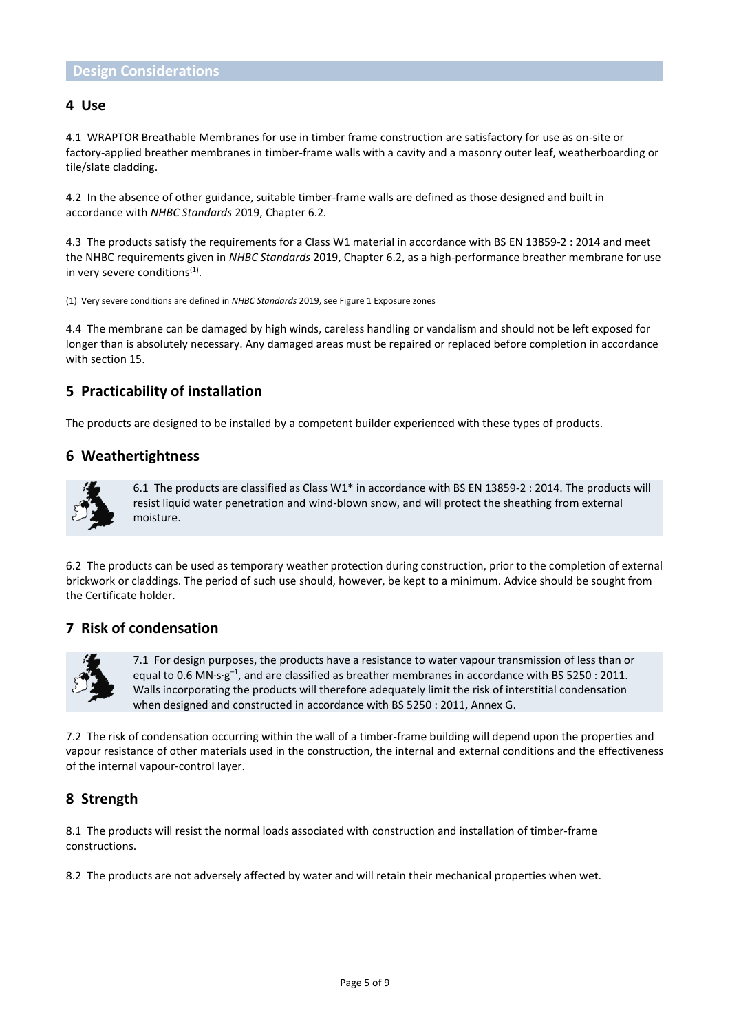## Design Considerations

### 4 Use

4.1 WRAPTOR Breathable Membranes for use in timber frame construction are satisfactory for use as on-site or factory-applied breather membranes in timber-frame walls with a cavity and a masonry outer leaf, weatherboarding or tile/slate cladding.

4.2 In the absence of other guidance, suitable timber-frame walls are defined as those designed and built in accordance with *NHBC Standards* 2019, Chapter 6.2.

4.3 The products satisfy the requirements for a Class W1 material in accordance with BS EN 13859-2 : 2014 and meet the NHBC requirements given in *NHBC Standards* 2019, Chapter 6.2, as a high-performance breather membrane for use in very severe conditions[1].

(1) Very severe conditions are defined in *NHBC Standards* 2019, see Figure 1 Exposure zones

4.4 The membrane can be damaged by high winds, careless handling or vandalism and should not be left exposed for longer than is absolutely necessary. Any damaged areas must be repaired or replaced before completion in accordance with section 15.

### 5 Practicability of installation

The products are designed to be installed by a competent builder experienced with these types of products.

### 6 Weathertightness

6.1 The products are classified as Class W1* in accordance with BS EN 13859-2 : 2014. The products will resist liquid water penetration and wind-blown snow, and will protect the sheathing from external moisture.

6.2 The products can be used as temporary weather protection during construction, prior to the completion of external brickwork or claddings. The period of such use should, however, be kept to a minimum. Advice should be sought from the Certificate holder.

### 7 Risk of condensation

7.1 For design purposes, the products have a resistance to water vapour transmission of less than or equal to 0.6 $MN{\cdot}s{\cdot}g^{-1}$, and are classified as breather membranes in accordance with BS 5250 : 2011. Walls incorporating the products will therefore adequately limit the risk of interstitial condensation when designed and constructed in accordance with BS 5250 : 2011, Annex G.

7.2 The risk of condensation occurring within the wall of a timber-frame building will depend upon the properties and vapour resistance of other materials used in the construction, the internal and external conditions and the effectiveness of the internal vapour-control layer.

### 8 Strength

8.1 The products will resist the normal loads associated with construction and installation of timber-frame constructions.

8.2 The products are not adversely affected by water and will retain their mechanical properties when wet.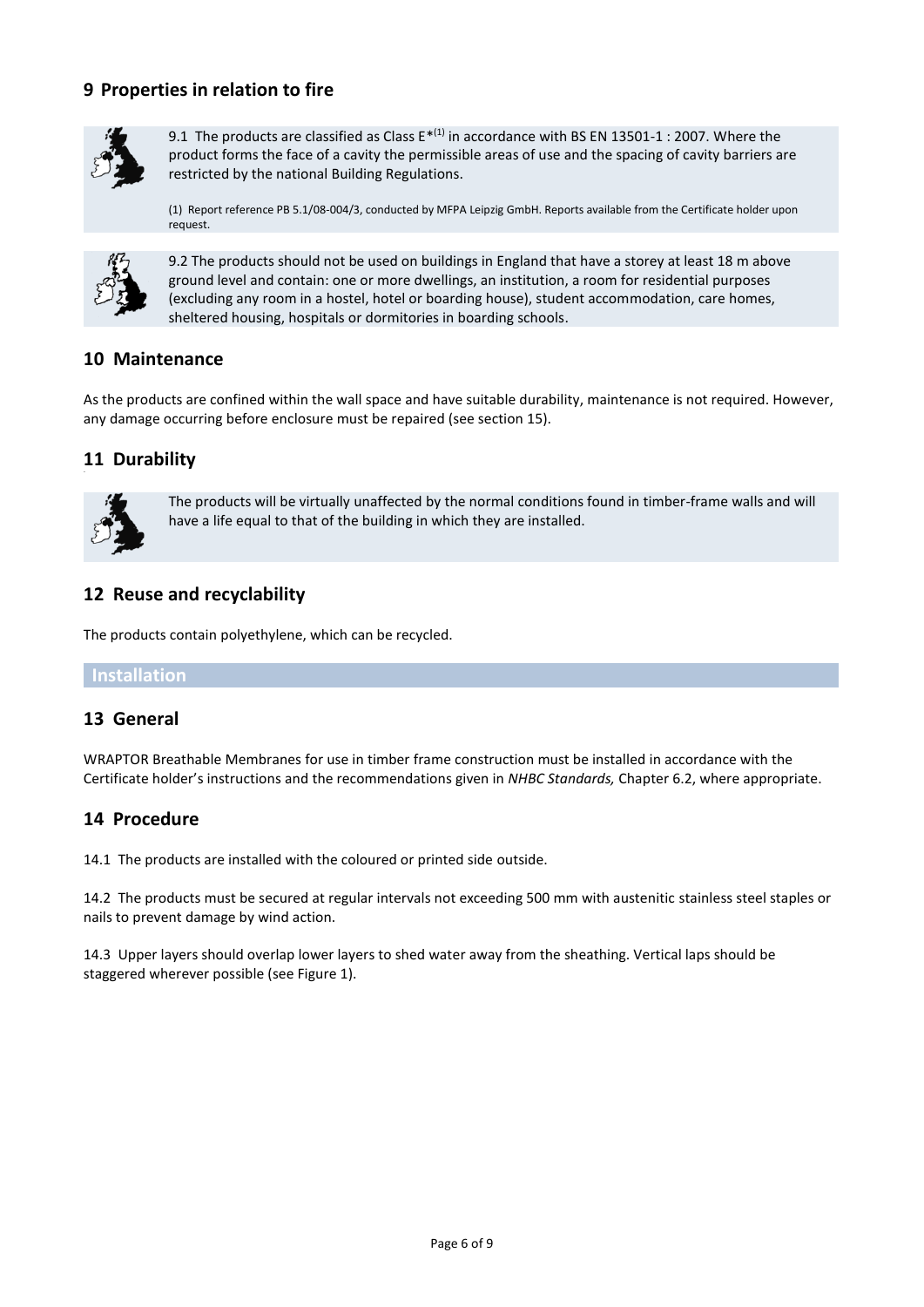## 9 Properties in relation to fire

9.1 The products are classified as Class E*[1] in accordance with BS EN 13501-1 : 2007. Where the product forms the face of a cavity the permissible areas of use and the spacing of cavity barriers are restricted by the national Building Regulations.

(1) Report reference PB 5.1/08-004/3, conducted by MFPA Leipzig GmbH. Reports available from the Certificate holder upon request.

9.2 The products should not be used on buildings in England that have a storey at least 18 m above ground level and contain: one or more dwellings, an institution, a room for residential purposes (excluding any room in a hostel, hotel or boarding house), student accommodation, care homes, sheltered housing, hospitals or dormitories in boarding schools.

## 10 Maintenance

As the products are confined within the wall space and have suitable durability, maintenance is not required. However, any damage occurring before enclosure must be repaired (see section 15).

## 11 Durability

The products will be virtually unaffected by the normal conditions found in timber-frame walls and will have a life equal to that of the building in which they are installed.

## 12 Reuse and recyclability

The products contain polyethylene, which can be recycled.

# Installation

## 13 General

WRAPTOR Breathable Membranes for use in timber frame construction must be installed in accordance with the Certificate holder's instructions and the recommendations given in *NHBC Standards,* Chapter 6.2, where appropriate.

## 14 Procedure

14.1 The products are installed with the coloured or printed side outside.

14.2 The products must be secured at regular intervals not exceeding 500 mm with austenitic stainless steel staples or nails to prevent damage by wind action.

14.3 Upper layers should overlap lower layers to shed water away from the sheathing. Vertical laps should be staggered wherever possible (see Figure 1).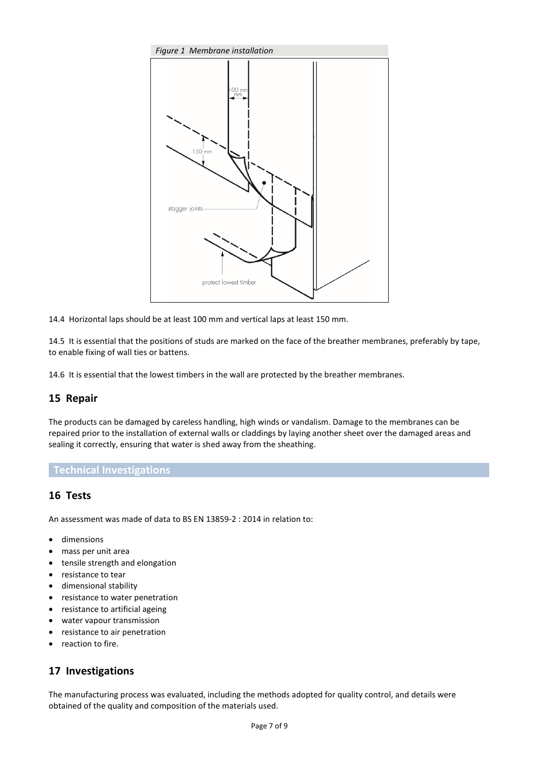*Figure 1 Membrane installation*

14.4 Horizontal laps should be at least 100 mm and vertical laps at least 150 mm.

14.5 It is essential that the positions of studs are marked on the face of the breather membranes, preferably by tape, to enable fixing of wall ties or battens.

14.6 It is essential that the lowest timbers in the wall are protected by the breather membranes.

## 15 Repair

The products can be damaged by careless handling, high winds or vandalism. Damage to the membranes can be repaired prior to the installation of external walls or claddings by laying another sheet over the damaged areas and sealing it correctly, ensuring that water is shed away from the sheathing.

# Technical Investigations

## 16 Tests

An assessment was made of data to BS EN 13859-2 : 2014 in relation to:

- dimensions
- mass per unit area
- tensile strength and elongation
- resistance to tear
- dimensional stability
- resistance to water penetration
- resistance to artificial ageing
- water vapour transmission
- resistance to air penetration
- reaction to fire.

## 17 Investigations

The manufacturing process was evaluated, including the methods adopted for quality control, and details were obtained of the quality and composition of the materials used.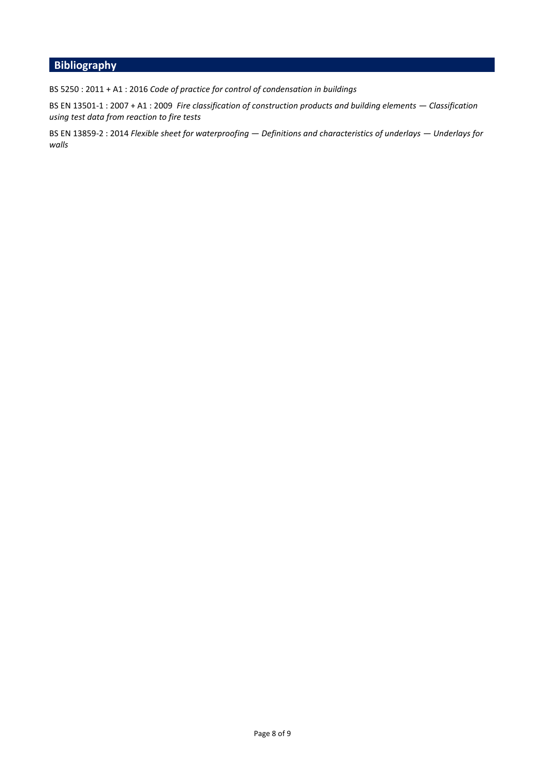## Bibliography

BS 5250 : 2011 + A1 : 2016 *Code of practice for control of condensation in buildings*

BS EN 13501-1 : 2007 + A1 : 2009 *Fire classification of construction products and building elements — Classification using test data from reaction to fire tests*

BS EN 13859-2 : 2014 *Flexible sheet for waterproofing — Definitions and characteristics of underlays — Underlays for walls*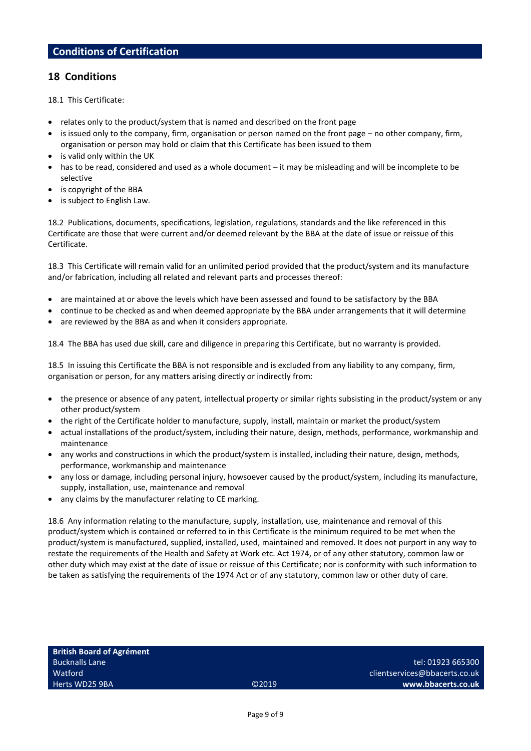## Conditions of Certification

## 18 Conditions

18.1 This Certificate:

- relates only to the product/system that is named and described on the front page
- is issued only to the company, firm, organisation or person named on the front page – no other company, firm, organisation or person may hold or claim that this Certificate has been issued to them
- is valid only within the UK
- has to be read, considered and used as a whole document – it may be misleading and will be incomplete to be selective
- is copyright of the BBA
- is subject to English Law.

18.2 Publications, documents, specifications, legislation, regulations, standards and the like referenced in this Certificate are those that were current and/or deemed relevant by the BBA at the date of issue or reissue of this Certificate.

18.3 This Certificate will remain valid for an unlimited period provided that the product/system and its manufacture and/or fabrication, including all related and relevant parts and processes thereof:

- are maintained at or above the levels which have been assessed and found to be satisfactory by the BBA
- continue to be checked as and when deemed appropriate by the BBA under arrangements that it will determine
- are reviewed by the BBA as and when it considers appropriate.

18.4 The BBA has used due skill, care and diligence in preparing this Certificate, but no warranty is provided.

18.5 In issuing this Certificate the BBA is not responsible and is excluded from any liability to any company, firm, organisation or person, for any matters arising directly or indirectly from:

- the presence or absence of any patent, intellectual property or similar rights subsisting in the product/system or any other product/system
- the right of the Certificate holder to manufacture, supply, install, maintain or market the product/system
- actual installations of the product/system, including their nature, design, methods, performance, workmanship and maintenance
- any works and constructions in which the product/system is installed, including their nature, design, methods, performance, workmanship and maintenance
- any loss or damage, including personal injury, howsoever caused by the product/system, including its manufacture, supply, installation, use, maintenance and removal
- any claims by the manufacturer relating to CE marking.

18.6 Any information relating to the manufacture, supply, installation, use, maintenance and removal of this product/system which is contained or referred to in this Certificate is the minimum required to be met when the product/system is manufactured, supplied, installed, used, maintained and removed. It does not purport in any way to restate the requirements of the Health and Safety at Work etc. Act 1974, or of any other statutory, common law or other duty which may exist at the date of issue or reissue of this Certificate; nor is conformity with such information to be taken as satisfying the requirements of the 1974 Act or of any statutory, common law or other duty of care.

**British Board of Agrément**
Bucknalls Lane
Watford
Herts WD25 9BA

©2019

tel: 01923 665300
clientservices@bbacerts.co.uk
**www.bbacerts.co.uk**